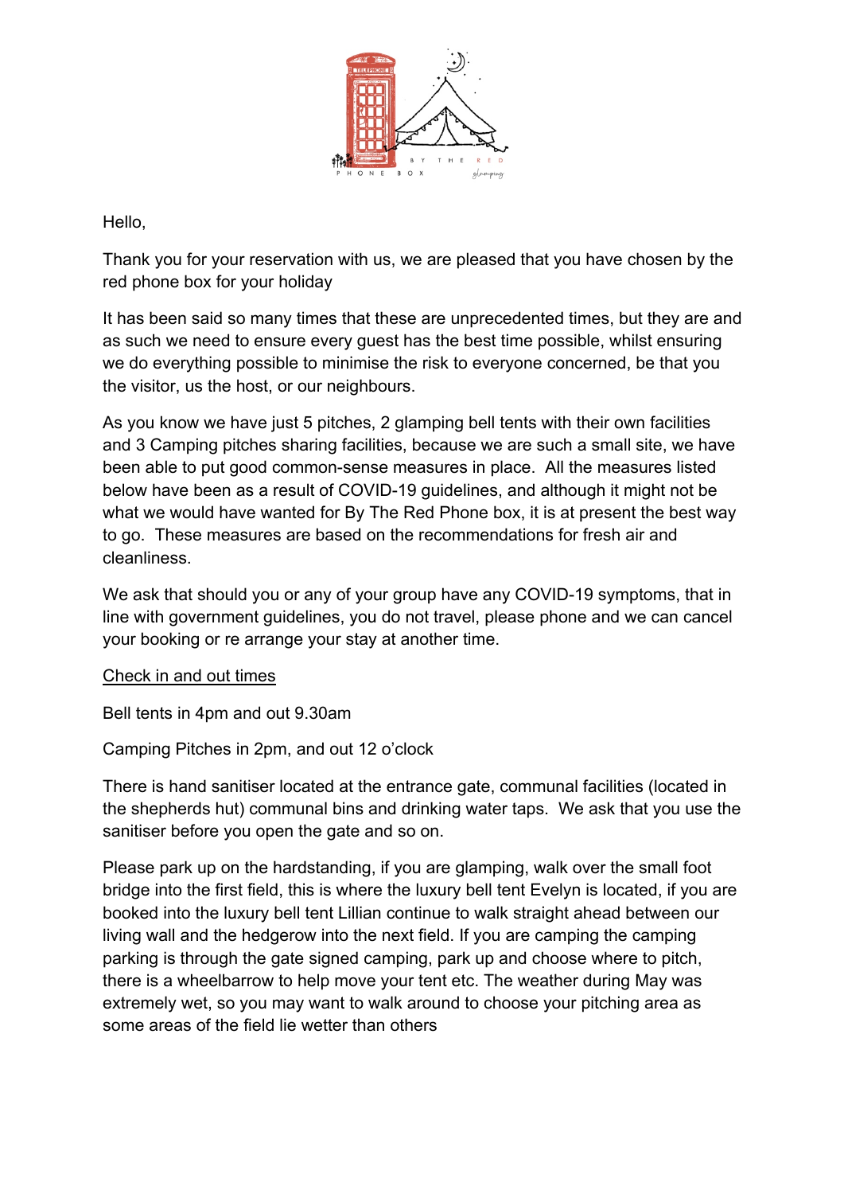Hello,

Thank you for your reservation with us, we are pleased that you have chosen by the red phone box for your holiday

It has been said so many times that these are unprecedented times, but they are and as such we need to ensure every guest has the best time possible, whilst ensuring we do everything possible to minimise the risk to everyone concerned, be that you the visitor, us the host, or our neighbours.

As you know we have just 5 pitches, 2 glamping bell tents with their own facilities and 3 Camping pitches sharing facilities, because we are such a small site, we have been able to put good common-sense measures in place. All the measures listed below have been as a result of COVID-19 guidelines, and although it might not be what we would have wanted for By The Red Phone box, it is at present the best way to go. These measures are based on the recommendations for fresh air and cleanliness.

We ask that should you or any of your group have any COVID-19 symptoms, that in line with government guidelines, you do not travel, please phone and we can cancel your booking or re arrange your stay at another time.

<u>Check in and out times</u>

Bell tents in 4pm and out 9.30am

Camping Pitches in 2pm, and out 12 o'clock

There is hand sanitiser located at the entrance gate, communal facilities (located in the shepherds hut) communal bins and drinking water taps. We ask that you use the sanitiser before you open the gate and so on.

Please park up on the hardstanding, if you are glamping, walk over the small foot bridge into the first field, this is where the luxury bell tent Evelyn is located, if you are booked into the luxury bell tent Lillian continue to walk straight ahead between our living wall and the hedgerow into the next field. If you are camping the camping parking is through the gate signed camping, park up and choose where to pitch, there is a wheelbarrow to help move your tent etc. The weather during May was extremely wet, so you may want to walk around to choose your pitching area as some areas of the field lie wetter than others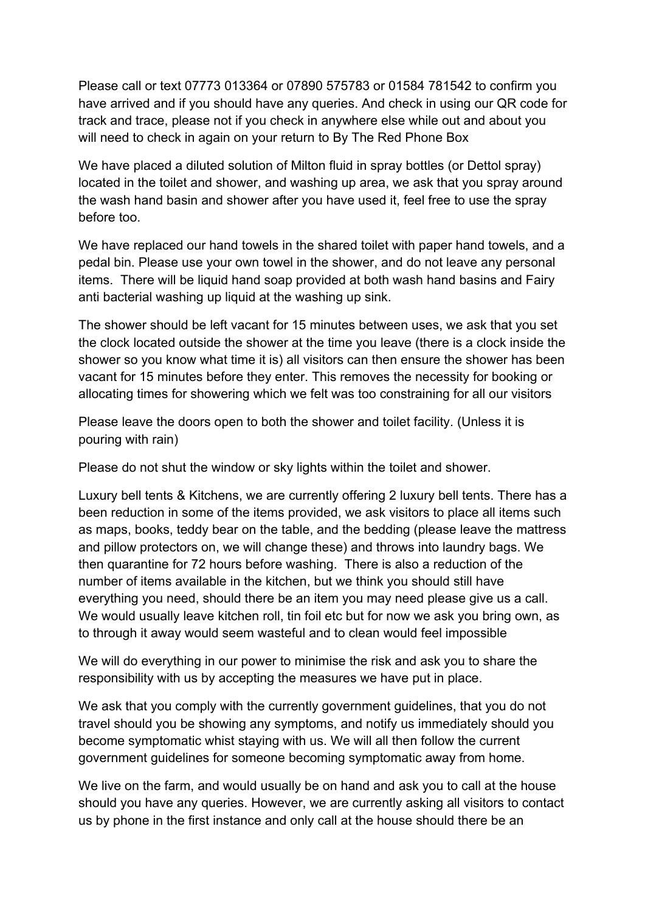Please call or text 07773 013364 or 07890 575783 or 01584 781542 to confirm you have arrived and if you should have any queries. And check in using our QR code for track and trace, please not if you check in anywhere else while out and about you will need to check in again on your return to By The Red Phone Box

We have placed a diluted solution of Milton fluid in spray bottles (or Dettol spray) located in the toilet and shower, and washing up area, we ask that you spray around the wash hand basin and shower after you have used it, feel free to use the spray before too.

We have replaced our hand towels in the shared toilet with paper hand towels, and a pedal bin. Please use your own towel in the shower, and do not leave any personal items. There will be liquid hand soap provided at both wash hand basins and Fairy anti bacterial washing up liquid at the washing up sink.

The shower should be left vacant for 15 minutes between uses, we ask that you set the clock located outside the shower at the time you leave (there is a clock inside the shower so you know what time it is) all visitors can then ensure the shower has been vacant for 15 minutes before they enter. This removes the necessity for booking or allocating times for showering which we felt was too constraining for all our visitors

Please leave the doors open to both the shower and toilet facility. (Unless it is pouring with rain)

Please do not shut the window or sky lights within the toilet and shower.

Luxury bell tents & Kitchens, we are currently offering 2 luxury bell tents. There has a been reduction in some of the items provided, we ask visitors to place all items such as maps, books, teddy bear on the table, and the bedding (please leave the mattress and pillow protectors on, we will change these) and throws into laundry bags. We then quarantine for 72 hours before washing. There is also a reduction of the number of items available in the kitchen, but we think you should still have everything you need, should there be an item you may need please give us a call. We would usually leave kitchen roll, tin foil etc but for now we ask you bring own, as to through it away would seem wasteful and to clean would feel impossible

We will do everything in our power to minimise the risk and ask you to share the responsibility with us by accepting the measures we have put in place.

We ask that you comply with the currently government guidelines, that you do not travel should you be showing any symptoms, and notify us immediately should you become symptomatic whist staying with us. We will all then follow the current government guidelines for someone becoming symptomatic away from home.

We live on the farm, and would usually be on hand and ask you to call at the house should you have any queries. However, we are currently asking all visitors to contact us by phone in the first instance and only call at the house should there be an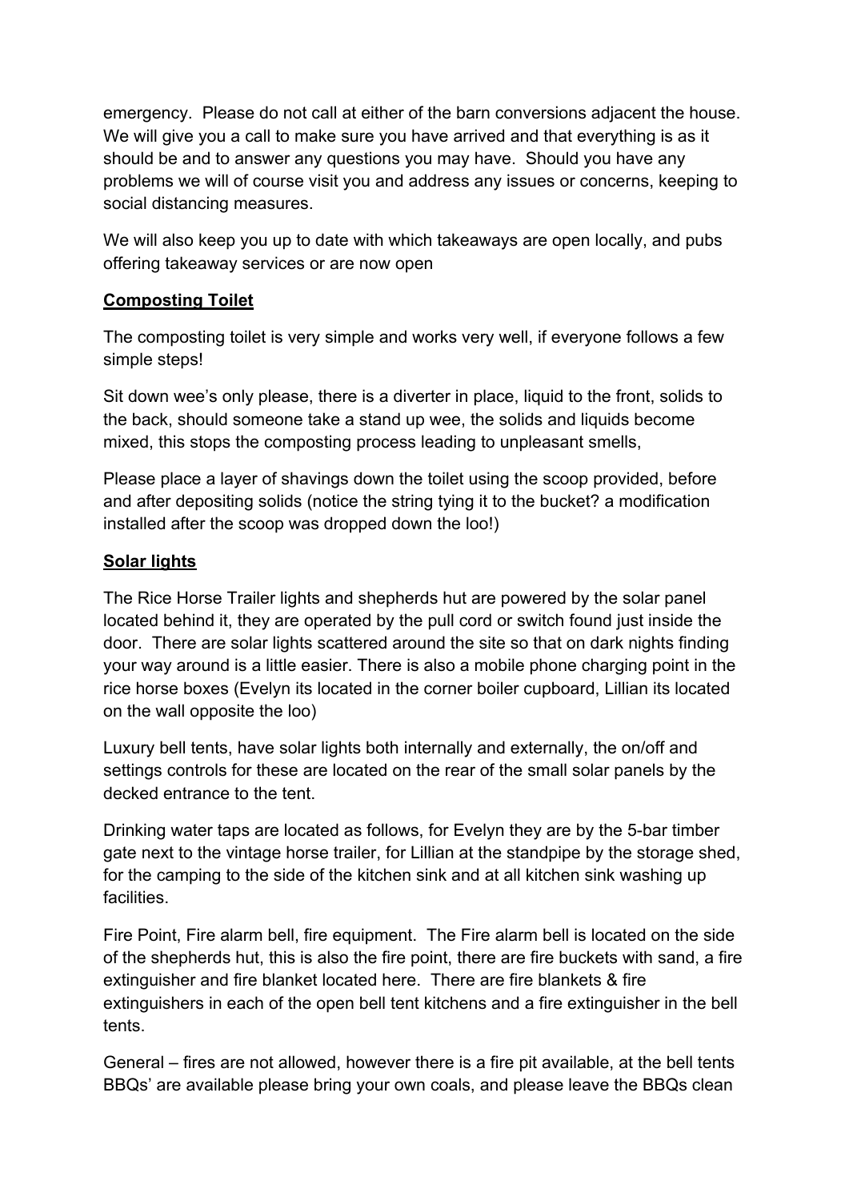emergency. Please do not call at either of the barn conversions adjacent the house. We will give you a call to make sure you have arrived and that everything is as it should be and to answer any questions you may have. Should you have any problems we will of course visit you and address any issues or concerns, keeping to social distancing measures.

We will also keep you up to date with which takeaways are open locally, and pubs offering takeaway services or are now open

## **Composting Toilet**

The composting toilet is very simple and works very well, if everyone follows a few simple steps!

Sit down wee's only please, there is a diverter in place, liquid to the front, solids to the back, should someone take a stand up wee, the solids and liquids become mixed, this stops the composting process leading to unpleasant smells,

Please place a layer of shavings down the toilet using the scoop provided, before and after depositing solids (notice the string tying it to the bucket? a modification installed after the scoop was dropped down the loo!)

## **Solar lights**

The Rice Horse Trailer lights and shepherds hut are powered by the solar panel located behind it, they are operated by the pull cord or switch found just inside the door. There are solar lights scattered around the site so that on dark nights finding your way around is a little easier. There is also a mobile phone charging point in the rice horse boxes (Evelyn its located in the corner boiler cupboard, Lillian its located on the wall opposite the loo)

Luxury bell tents, have solar lights both internally and externally, the on/off and settings controls for these are located on the rear of the small solar panels by the decked entrance to the tent.

Drinking water taps are located as follows, for Evelyn they are by the 5-bar timber gate next to the vintage horse trailer, for Lillian at the standpipe by the storage shed, for the camping to the side of the kitchen sink and at all kitchen sink washing up facilities.

Fire Point, Fire alarm bell, fire equipment. The Fire alarm bell is located on the side of the shepherds hut, this is also the fire point, there are fire buckets with sand, a fire extinguisher and fire blanket located here. There are fire blankets & fire extinguishers in each of the open bell tent kitchens and a fire extinguisher in the bell tents.

General – fires are not allowed, however there is a fire pit available, at the bell tents BBQs' are available please bring your own coals, and please leave the BBQs clean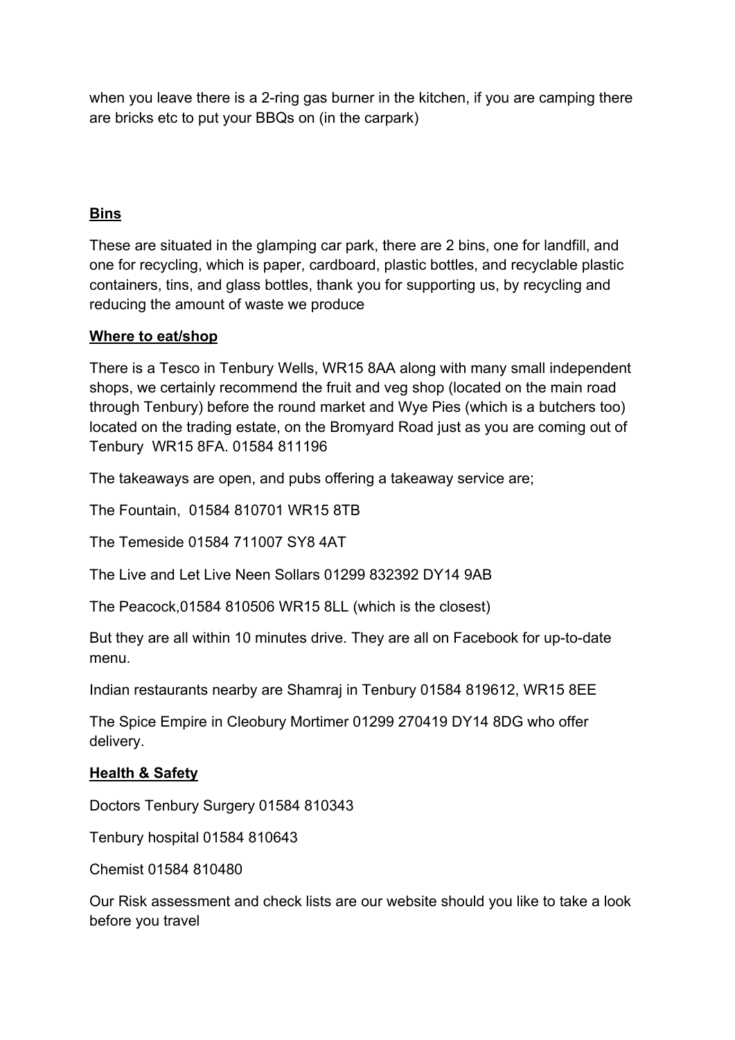when you leave there is a 2-ring gas burner in the kitchen, if you are camping there are bricks etc to put your BBQs on (in the carpark)

**Bins**

These are situated in the glamping car park, there are 2 bins, one for landfill, and one for recycling, which is paper, cardboard, plastic bottles, and recyclable plastic containers, tins, and glass bottles, thank you for supporting us, by recycling and reducing the amount of waste we produce

**Where to eat/shop**

There is a Tesco in Tenbury Wells, WR15 8AA along with many small independent shops, we certainly recommend the fruit and veg shop (located on the main road through Tenbury) before the round market and Wye Pies (which is a butchers too) located on the trading estate, on the Bromyard Road just as you are coming out of Tenbury  WR15 8FA. 01584 811196

The takeaways are open, and pubs offering a takeaway service are;

The Fountain,  01584 810701 WR15 8TB

The Temeside 01584 711007 SY8 4AT

The Live and Let Live Neen Sollars 01299 832392 DY14 9AB

The Peacock,01584 810506 WR15 8LL (which is the closest)

But they are all within 10 minutes drive. They are all on Facebook for up-to-date menu.

Indian restaurants nearby are Shamraj in Tenbury 01584 819612, WR15 8EE

The Spice Empire in Cleobury Mortimer 01299 270419 DY14 8DG who offer delivery.

**Health & Safety**

Doctors Tenbury Surgery 01584 810343

Tenbury hospital 01584 810643

Chemist 01584 810480

Our Risk assessment and check lists are our website should you like to take a look before you travel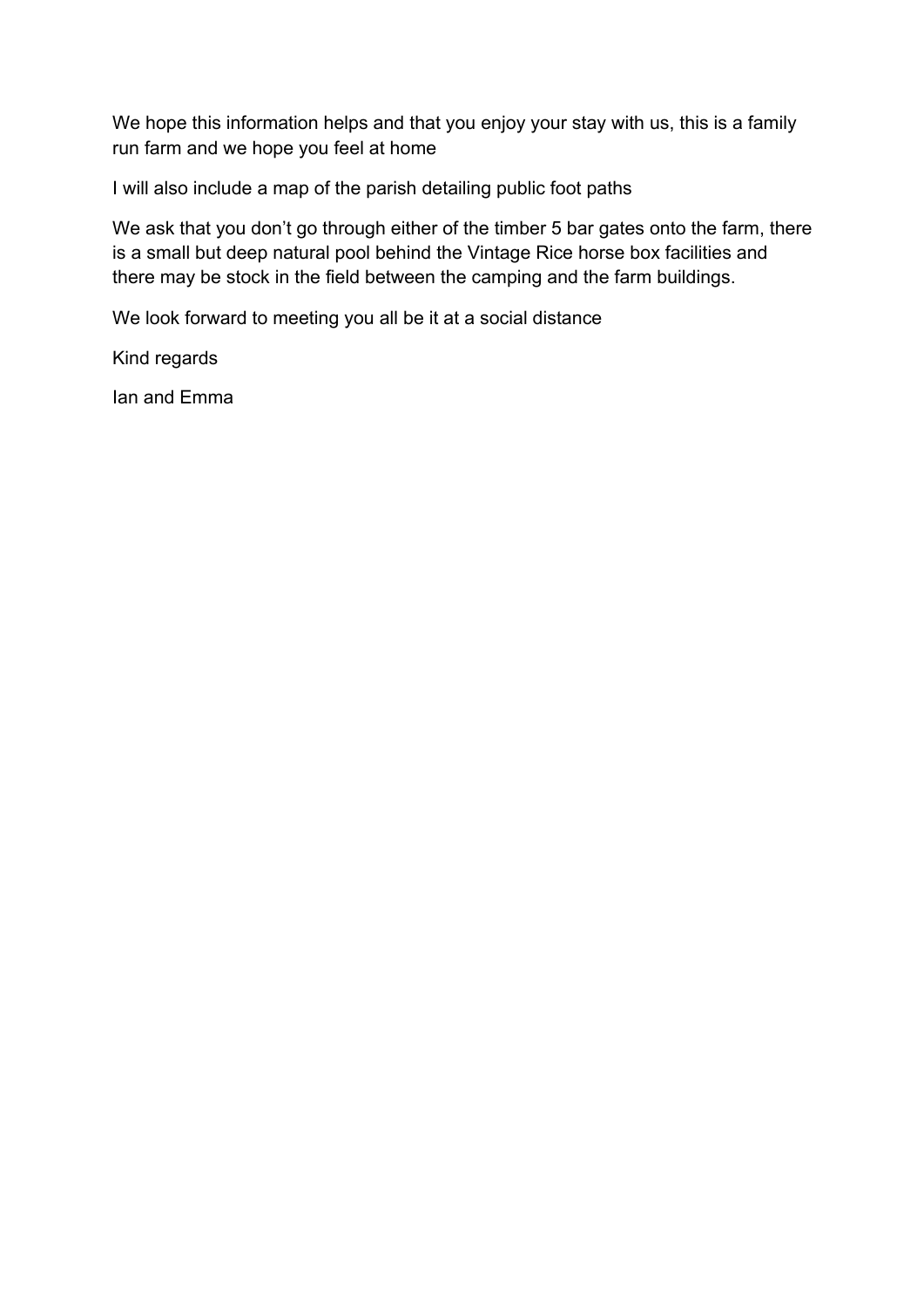We hope this information helps and that you enjoy your stay with us, this is a family run farm and we hope you feel at home

I will also include a map of the parish detailing public foot paths

We ask that you don't go through either of the timber 5 bar gates onto the farm, there is a small but deep natural pool behind the Vintage Rice horse box facilities and there may be stock in the field between the camping and the farm buildings.

We look forward to meeting you all be it at a social distance

Kind regards

Ian and Emma